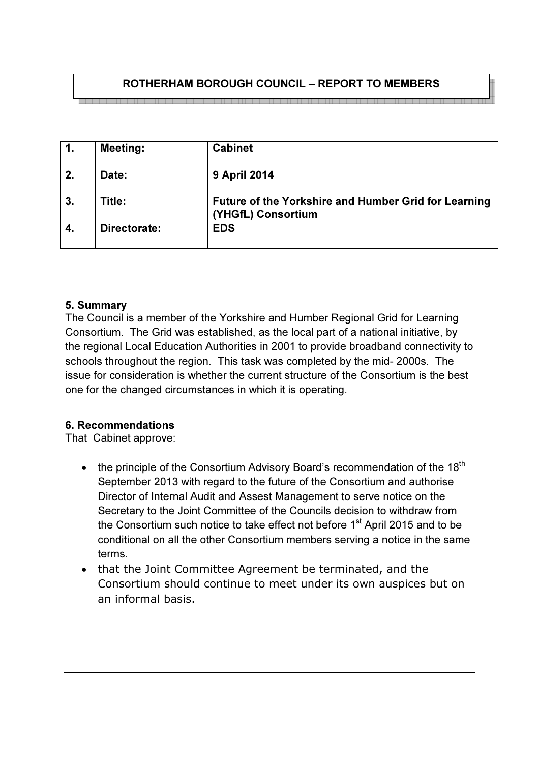# ROTHERHAM BOROUGH COUNCIL – REPORT TO MEMBERS

| 1. | Meeting: | Cabinet |
|---|---|---|
| 2. | Date: | 9 April 2014 |
| 3. | Title: | Future of the Yorkshire and Humber Grid for Learning (YHGfL) Consortium |
| 4. | Directorate: | EDS |

### 5. Summary

The Council is a member of the Yorkshire and Humber Regional Grid for Learning Consortium. The Grid was established, as the local part of a national initiative, by the regional Local Education Authorities in 2001 to provide broadband connectivity to schools throughout the region. This task was completed by the mid- 2000s. The issue for consideration is whether the current structure of the Consortium is the best one for the changed circumstances in which it is operating.

### 6. Recommendations

That Cabinet approve:

- the principle of the Consortium Advisory Board's recommendation of the 18th September 2013 with regard to the future of the Consortium and authorise Director of Internal Audit and Assest Management to serve notice on the Secretary to the Joint Committee of the Councils decision to withdraw from the Consortium such notice to take effect not before 1st April 2015 and to be conditional on all the other Consortium members serving a notice in the same terms.
- that the Joint Committee Agreement be terminated, and the Consortium should continue to meet under its own auspices but on an informal basis.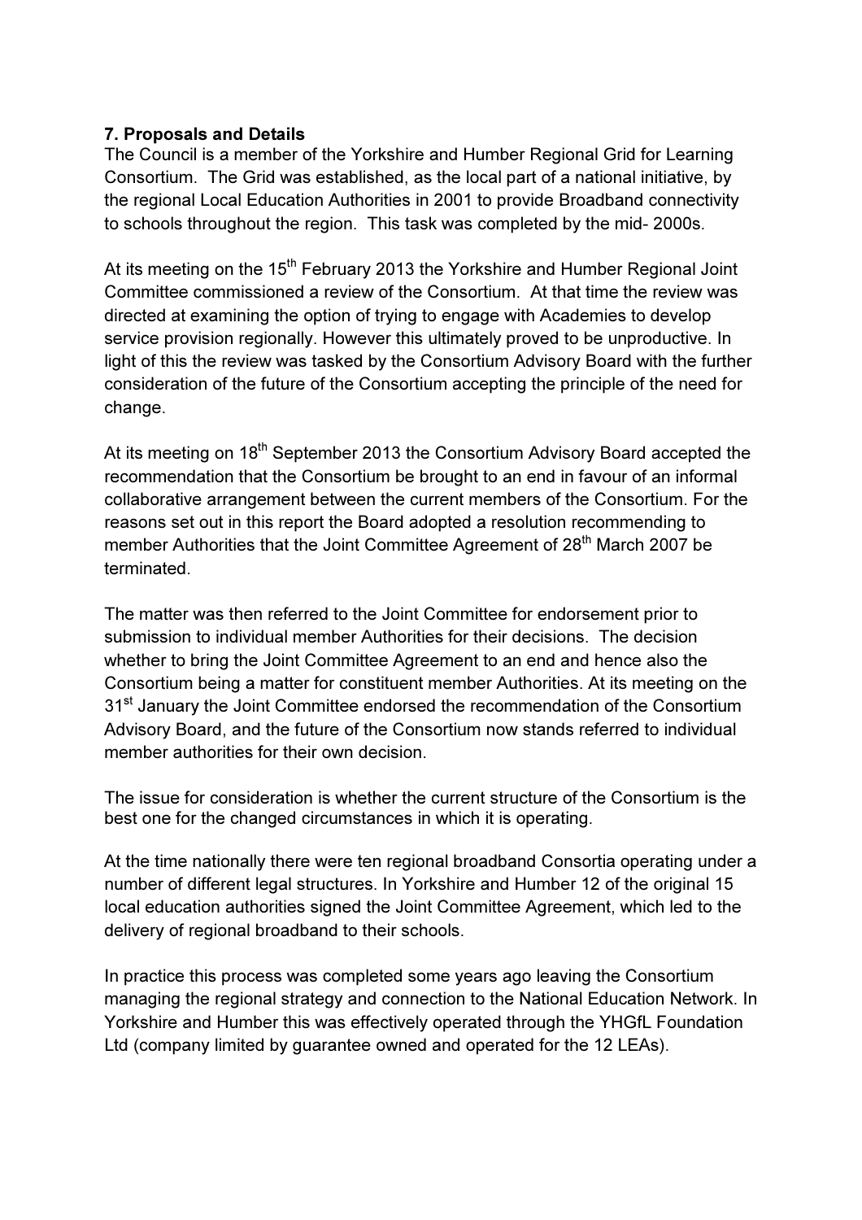**7. Proposals and Details**

The Council is a member of the Yorkshire and Humber Regional Grid for Learning Consortium. The Grid was established, as the local part of a national initiative, by the regional Local Education Authorities in 2001 to provide Broadband connectivity to schools throughout the region. This task was completed by the mid- 2000s.

At its meeting on the 15th February 2013 the Yorkshire and Humber Regional Joint Committee commissioned a review of the Consortium. At that time the review was directed at examining the option of trying to engage with Academies to develop service provision regionally. However this ultimately proved to be unproductive. In light of this the review was tasked by the Consortium Advisory Board with the further consideration of the future of the Consortium accepting the principle of the need for change.

At its meeting on 18th September 2013 the Consortium Advisory Board accepted the recommendation that the Consortium be brought to an end in favour of an informal collaborative arrangement between the current members of the Consortium. For the reasons set out in this report the Board adopted a resolution recommending to member Authorities that the Joint Committee Agreement of 28th March 2007 be terminated.

The matter was then referred to the Joint Committee for endorsement prior to submission to individual member Authorities for their decisions. The decision whether to bring the Joint Committee Agreement to an end and hence also the Consortium being a matter for constituent member Authorities. At its meeting on the 31st January the Joint Committee endorsed the recommendation of the Consortium Advisory Board, and the future of the Consortium now stands referred to individual member authorities for their own decision.

The issue for consideration is whether the current structure of the Consortium is the best one for the changed circumstances in which it is operating.

At the time nationally there were ten regional broadband Consortia operating under a number of different legal structures. In Yorkshire and Humber 12 of the original 15 local education authorities signed the Joint Committee Agreement, which led to the delivery of regional broadband to their schools.

In practice this process was completed some years ago leaving the Consortium managing the regional strategy and connection to the National Education Network. In Yorkshire and Humber this was effectively operated through the YHGfL Foundation Ltd (company limited by guarantee owned and operated for the 12 LEAs).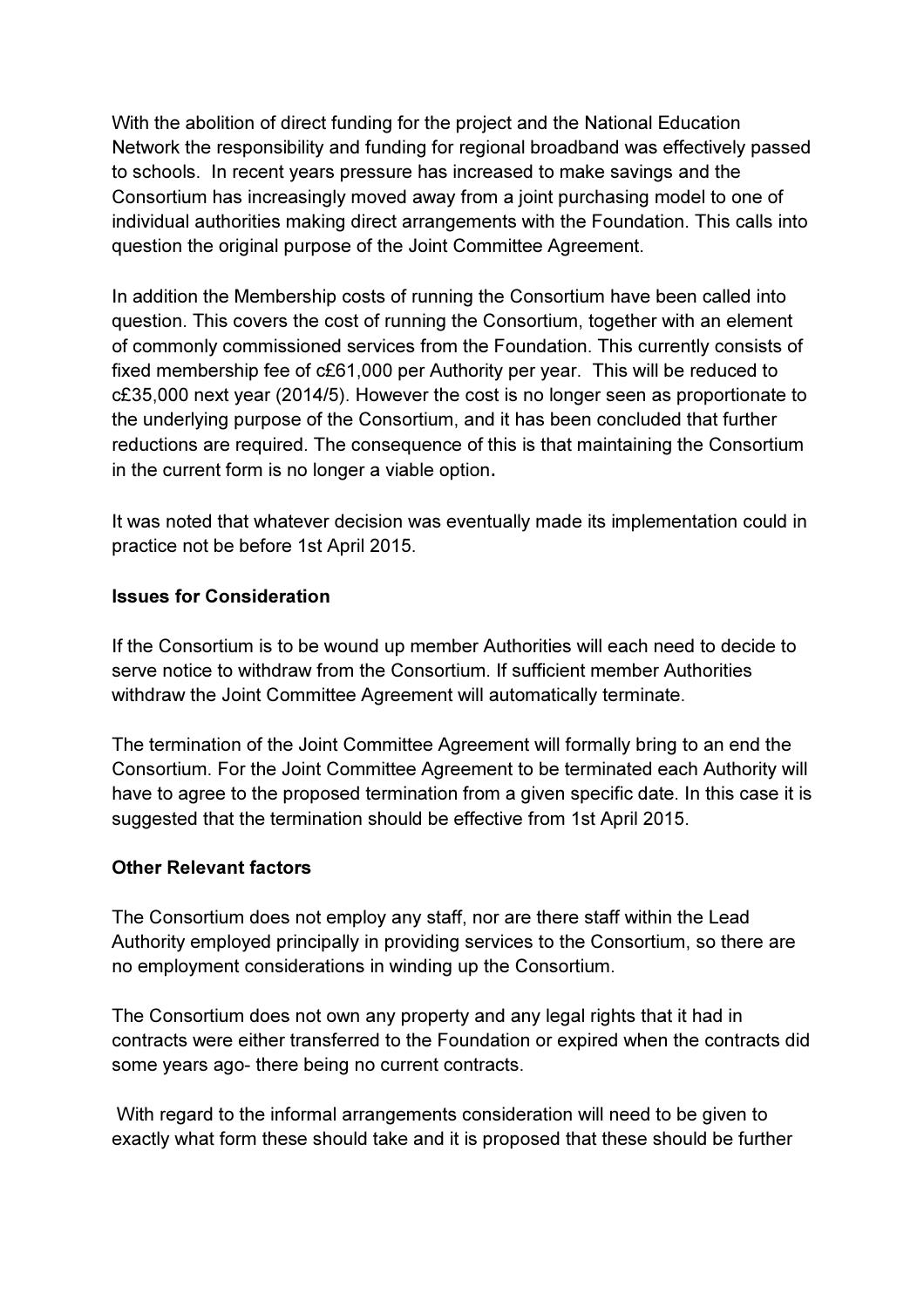With the abolition of direct funding for the project and the National Education Network the responsibility and funding for regional broadband was effectively passed to schools. In recent years pressure has increased to make savings and the Consortium has increasingly moved away from a joint purchasing model to one of individual authorities making direct arrangements with the Foundation. This calls into question the original purpose of the Joint Committee Agreement.

In addition the Membership costs of running the Consortium have been called into question. This covers the cost of running the Consortium, together with an element of commonly commissioned services from the Foundation. This currently consists of fixed membership fee of c£61,000 per Authority per year. This will be reduced to c£35,000 next year (2014/5). However the cost is no longer seen as proportionate to the underlying purpose of the Consortium, and it has been concluded that further reductions are required. The consequence of this is that maintaining the Consortium in the current form is no longer a viable option.

It was noted that whatever decision was eventually made its implementation could in practice not be before 1st April 2015.

**Issues for Consideration**

If the Consortium is to be wound up member Authorities will each need to decide to serve notice to withdraw from the Consortium. If sufficient member Authorities withdraw the Joint Committee Agreement will automatically terminate.

The termination of the Joint Committee Agreement will formally bring to an end the Consortium. For the Joint Committee Agreement to be terminated each Authority will have to agree to the proposed termination from a given specific date. In this case it is suggested that the termination should be effective from 1st April 2015.

**Other Relevant factors**

The Consortium does not employ any staff, nor are there staff within the Lead Authority employed principally in providing services to the Consortium, so there are no employment considerations in winding up the Consortium.

The Consortium does not own any property and any legal rights that it had in contracts were either transferred to the Foundation or expired when the contracts did some years ago- there being no current contracts.

With regard to the informal arrangements consideration will need to be given to exactly what form these should take and it is proposed that these should be further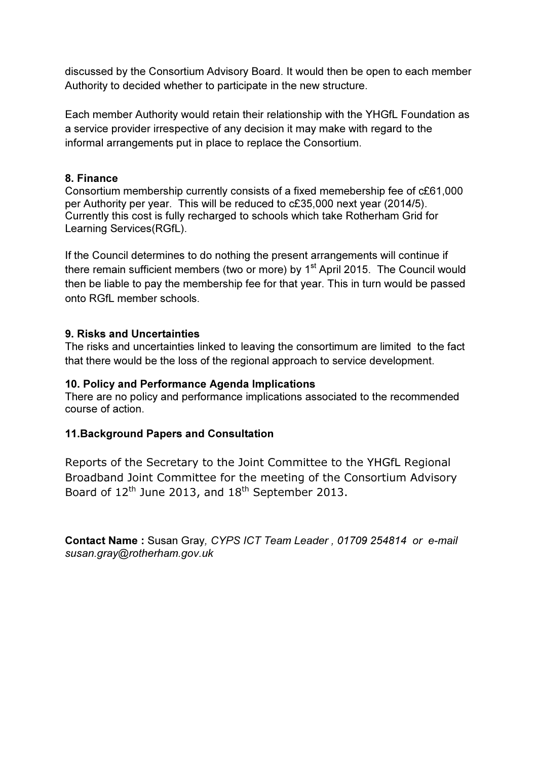discussed by the Consortium Advisory Board. It would then be open to each member Authority to decided whether to participate in the new structure.

Each member Authority would retain their relationship with the YHGfL Foundation as a service provider irrespective of any decision it may make with regard to the informal arrangements put in place to replace the Consortium.

**8. Finance**

Consortium membership currently consists of a fixed memebership fee of c£61,000 per Authority per year. This will be reduced to c£35,000 next year (2014/5). Currently this cost is fully recharged to schools which take Rotherham Grid for Learning Services(RGfL).

If the Council determines to do nothing the present arrangements will continue if there remain sufficient members (two or more) by 1st April 2015. The Council would then be liable to pay the membership fee for that year. This in turn would be passed onto RGfL member schools.

**9. Risks and Uncertainties**

The risks and uncertainties linked to leaving the consortimum are limited to the fact that there would be the loss of the regional approach to service development.

**10. Policy and Performance Agenda Implications**

There are no policy and performance implications associated to the recommended course of action.

**11.Background Papers and Consultation**

Reports of the Secretary to the Joint Committee to the YHGfL Regional Broadband Joint Committee for the meeting of the Consortium Advisory Board of 12th June 2013, and 18th September 2013.

**Contact Name :** Susan Gray*, CYPS ICT Team Leader , 01709 254814 or e-mail susan.gray@rotherham.gov.uk*